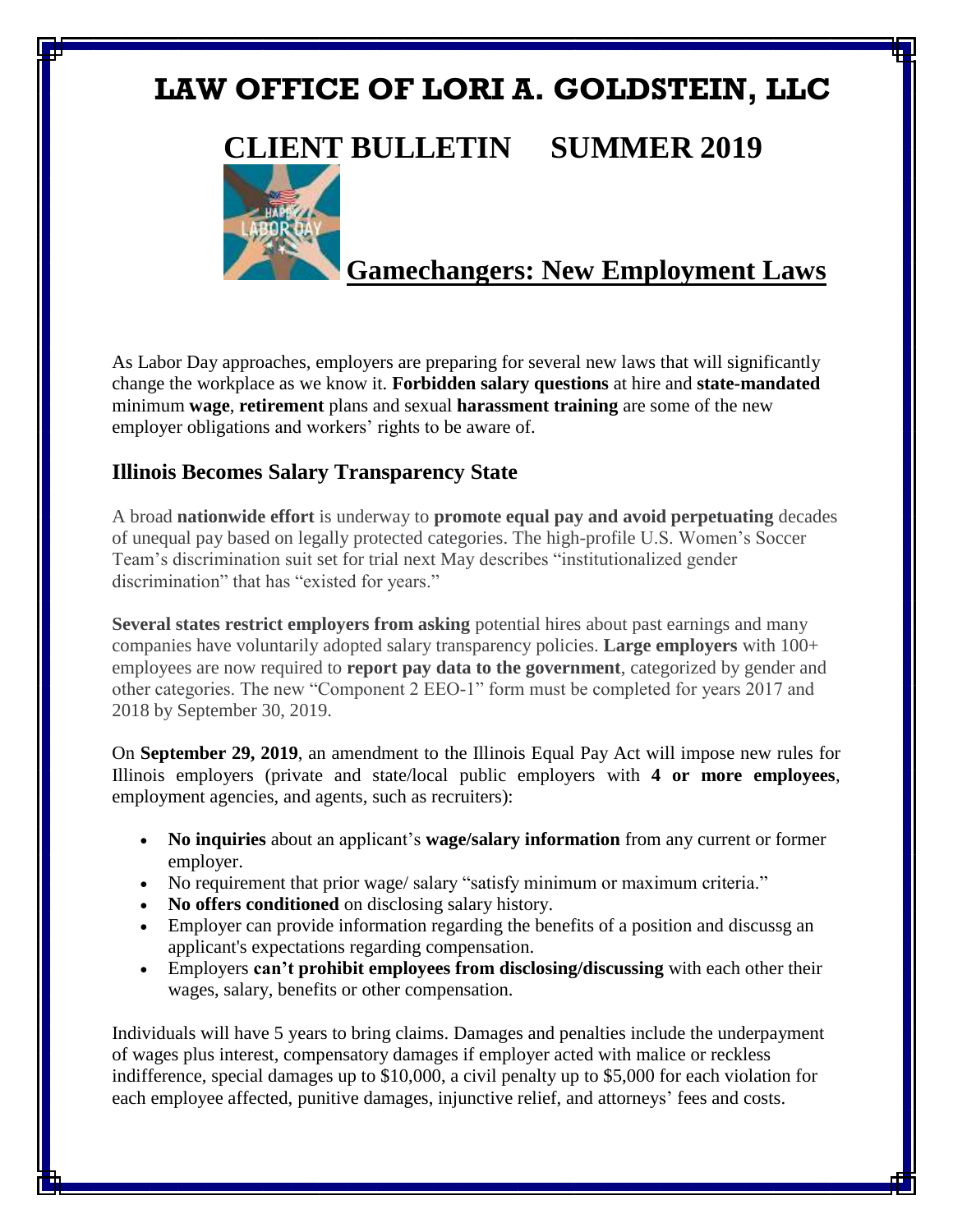# LAW OFFICE OF LORI A. GOLDSTEIN, LLC

# CLIENT BULLETIN SUMMER 2019

## Gamechangers: New Employment Laws

As Labor Day approaches, employers are preparing for several new laws that will significantly change the workplace as we know it. **Forbidden salary questions** at hire and **state-mandated** minimum **wage**, **retirement** plans and sexual **harassment training** are some of the new employer obligations and workers' rights to be aware of.

### Illinois Becomes Salary Transparency State

A broad **nationwide effort** is underway to **promote equal pay and avoid perpetuating** decades of unequal pay based on legally protected categories. The high-profile U.S. Women's Soccer Team's discrimination suit set for trial next May describes "institutionalized gender discrimination" that has "existed for years."

**Several states restrict employers from asking** potential hires about past earnings and many companies have voluntarily adopted salary transparency policies. **Large employers** with 100+ employees are now required to **report pay data to the government**, categorized by gender and other categories. The new "Component 2 EEO-1" form must be completed for years 2017 and 2018 by September 30, 2019.

On **September 29, 2019**, an amendment to the Illinois Equal Pay Act will impose new rules for Illinois employers (private and state/local public employers with **4 or more employees**, employment agencies, and agents, such as recruiters):

- **No inquiries** about an applicant's **wage/salary information** from any current or former employer.
- No requirement that prior wage/ salary "satisfy minimum or maximum criteria."
- **No offers conditioned** on disclosing salary history.
- Employer can provide information regarding the benefits of a position and discussg an applicant's expectations regarding compensation.
- Employers **can't prohibit employees from disclosing/discussing** with each other their wages, salary, benefits or other compensation.

Individuals will have 5 years to bring claims. Damages and penalties include the underpayment of wages plus interest, compensatory damages if employer acted with malice or reckless indifference, special damages up to $10,000, a civil penalty up to $5,000 for each violation for each employee affected, punitive damages, injunctive relief, and attorneys' fees and costs.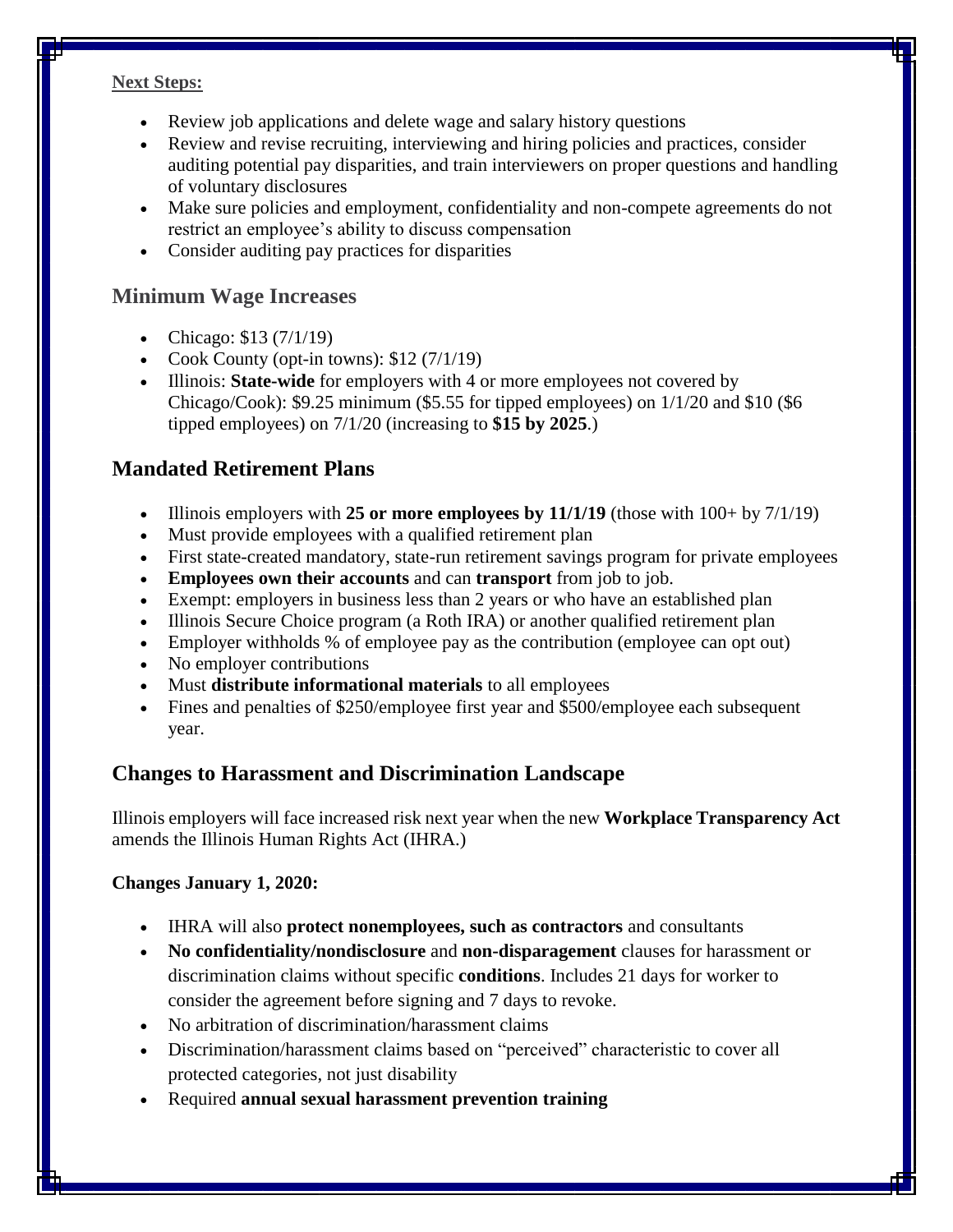**Next Steps:**

- Review job applications and delete wage and salary history questions
- Review and revise recruiting, interviewing and hiring policies and practices, consider auditing potential pay disparities, and train interviewers on proper questions and handling of voluntary disclosures
- Make sure policies and employment, confidentiality and non-compete agreements do not restrict an employee's ability to discuss compensation
- Consider auditing pay practices for disparities

## Minimum Wage Increases

- Chicago: $13 (7/1/19)
- Cook County (opt-in towns): $12 (7/1/19)
- Illinois: **State-wide** for employers with 4 or more employees not covered by Chicago/Cook): $9.25 minimum ($5.55 for tipped employees) on 1/1/20 and $10 ($6 tipped employees) on 7/1/20 (increasing to **$15 by 2025**.)

## Mandated Retirement Plans

- Illinois employers with **25 or more employees by 11/1/19** (those with 100+ by 7/1/19)
- Must provide employees with a qualified retirement plan
- First state-created mandatory, state-run retirement savings program for private employees
- **Employees own their accounts** and can **transport** from job to job.
- Exempt: employers in business less than 2 years or who have an established plan
- Illinois Secure Choice program (a Roth IRA) or another qualified retirement plan
- Employer withholds % of employee pay as the contribution (employee can opt out)
- No employer contributions
- Must **distribute informational materials** to all employees
- Fines and penalties of $250/employee first year and $500/employee each subsequent year.

## Changes to Harassment and Discrimination Landscape

Illinois employers will face increased risk next year when the new **Workplace Transparency Act** amends the Illinois Human Rights Act (IHRA.)

**Changes January 1, 2020:**

- IHRA will also **protect nonemployees, such as contractors** and consultants
- **No confidentiality/nondisclosure** and **non-disparagement** clauses for harassment or discrimination claims without specific **conditions**. Includes 21 days for worker to consider the agreement before signing and 7 days to revoke.
- No arbitration of discrimination/harassment claims
- Discrimination/harassment claims based on "perceived" characteristic to cover all protected categories, not just disability
- Required **annual sexual harassment prevention training**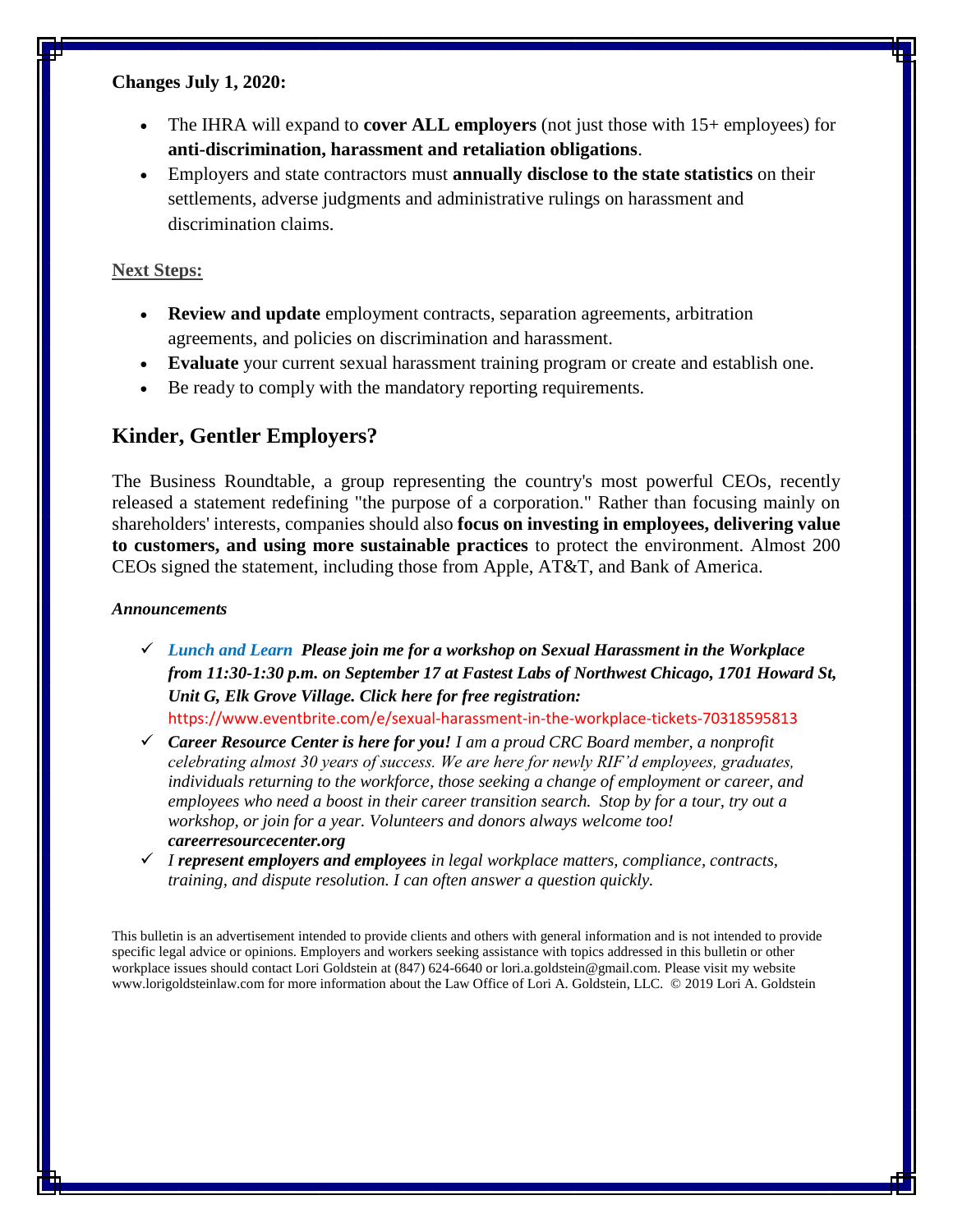**Changes July 1, 2020:**

- The IHRA will expand to **cover ALL employers** (not just those with 15+ employees) for **anti-discrimination, harassment and retaliation obligations**.
- Employers and state contractors must **annually disclose to the state statistics** on their settlements, adverse judgments and administrative rulings on harassment and discrimination claims.

**Next Steps:**

- **Review and update** employment contracts, separation agreements, arbitration agreements, and policies on discrimination and harassment.
- **Evaluate** your current sexual harassment training program or create and establish one.
- Be ready to comply with the mandatory reporting requirements.

## Kinder, Gentler Employers?

The Business Roundtable, a group representing the country's most powerful CEOs, recently released a statement redefining "the purpose of a corporation." Rather than focusing mainly on shareholders' interests, companies should also **focus on investing in employees, delivering value to customers, and using more sustainable practices** to protect the environment. Almost 200 CEOs signed the statement, including those from Apple, AT&T, and Bank of America.

***Announcements***

- ✓ *Lunch and Learn* ***Please join me for a workshop on Sexual Harassment in the Workplace from 11:30-1:30 p.m. on September 17 at Fastest Labs of Northwest Chicago, 1701 Howard St, Unit G, Elk Grove Village. Click here for free registration:*** https://www.eventbrite.com/e/sexual-harassment-in-the-workplace-tickets-70318595813
- ✓ ***Career Resource Center is here for you!*** *I am a proud CRC Board member, a nonprofit celebrating almost 30 years of success. We are here for newly RIF'd employees, graduates, individuals returning to the workforce, those seeking a change of employment or career, and employees who need a boost in their career transition search. Stop by for a tour, try out a workshop, or join for a year. Volunteers and donors always welcome too!* ***careerresourcecenter.org***
- ✓ *I* ***represent employers and employees*** *in legal workplace matters, compliance, contracts, training, and dispute resolution. I can often answer a question quickly.*

This bulletin is an advertisement intended to provide clients and others with general information and is not intended to provide specific legal advice or opinions. Employers and workers seeking assistance with topics addressed in this bulletin or other workplace issues should contact Lori Goldstein at (847) 624-6640 or lori.a.goldstein@gmail.com. Please visit my website www.lorigoldsteinlaw.com for more information about the Law Office of Lori A. Goldstein, LLC. © 2019 Lori A. Goldstein